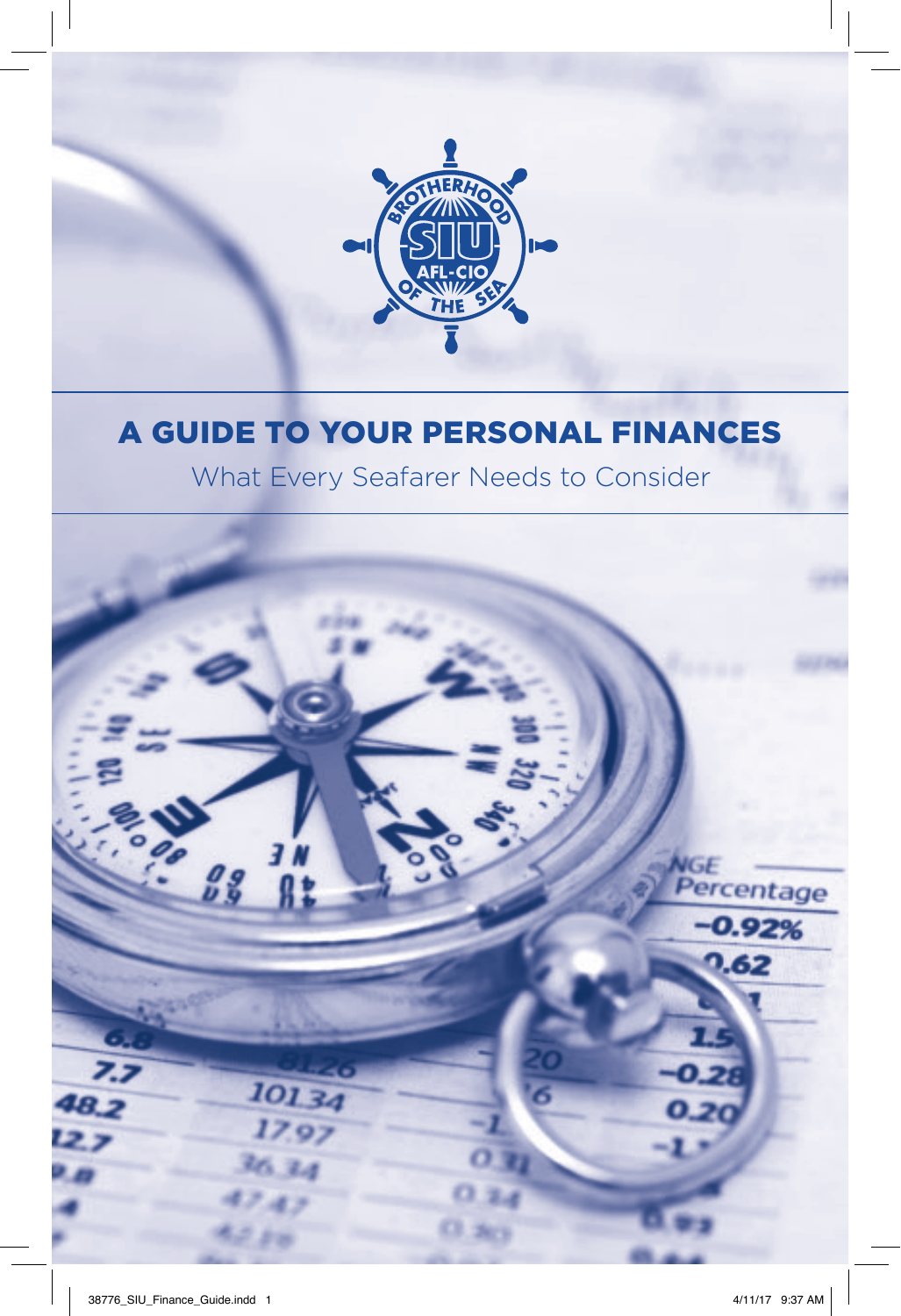# A GUIDE TO YOUR PERSONAL FINANCES

What Every Seafarer Needs to Consider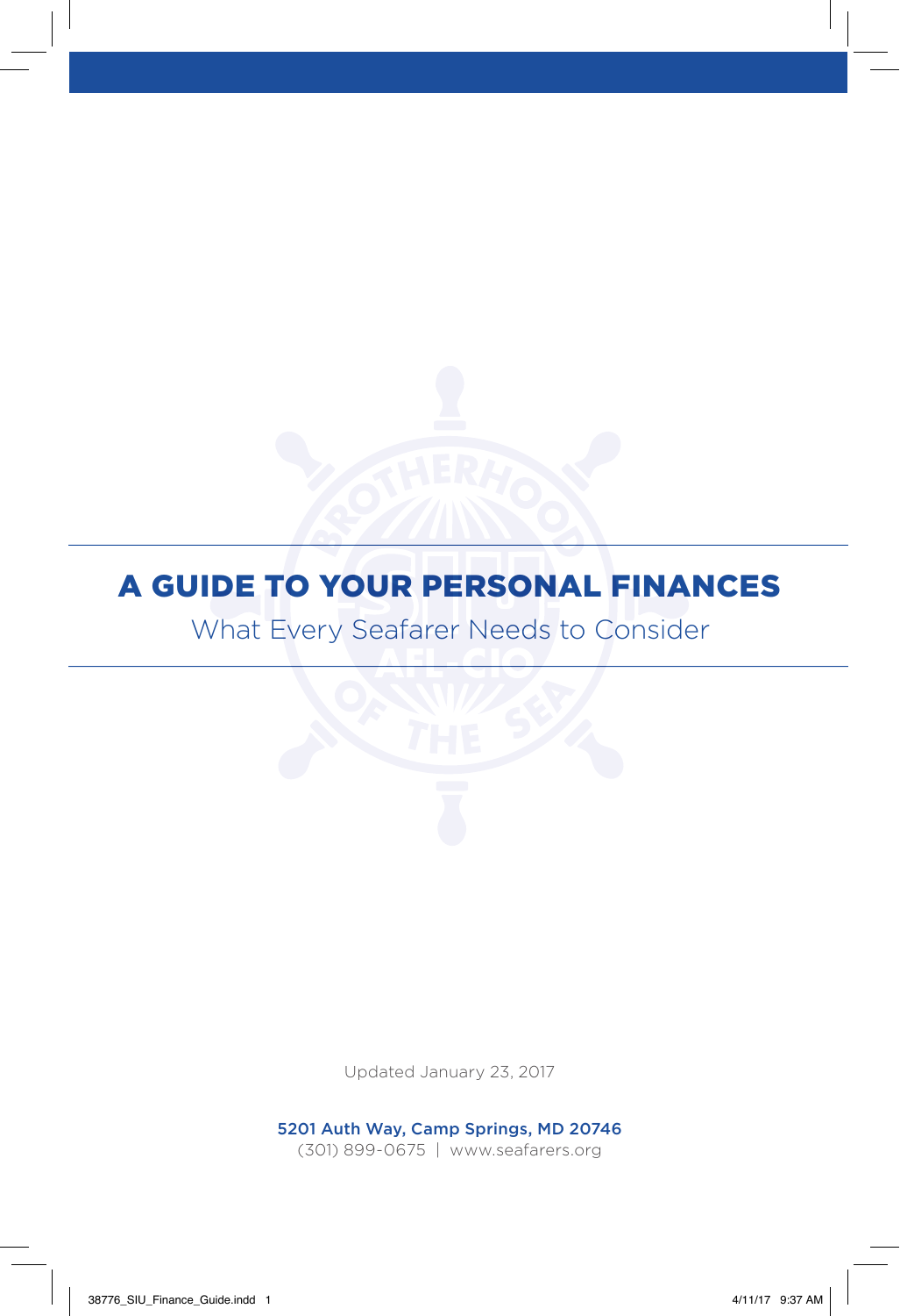# A GUIDE TO YOUR PERSONAL FINANCES

## What Every Seafarer Needs to Consider

Updated January 23, 2017

**5201 Auth Way, Camp Springs, MD 20746**
(301) 899-0675 | www.seafarers.org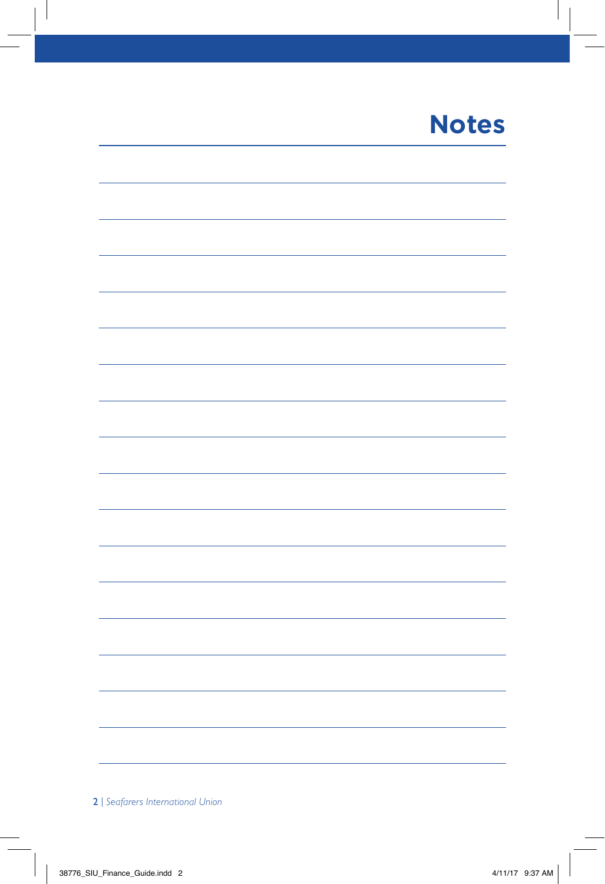# Notes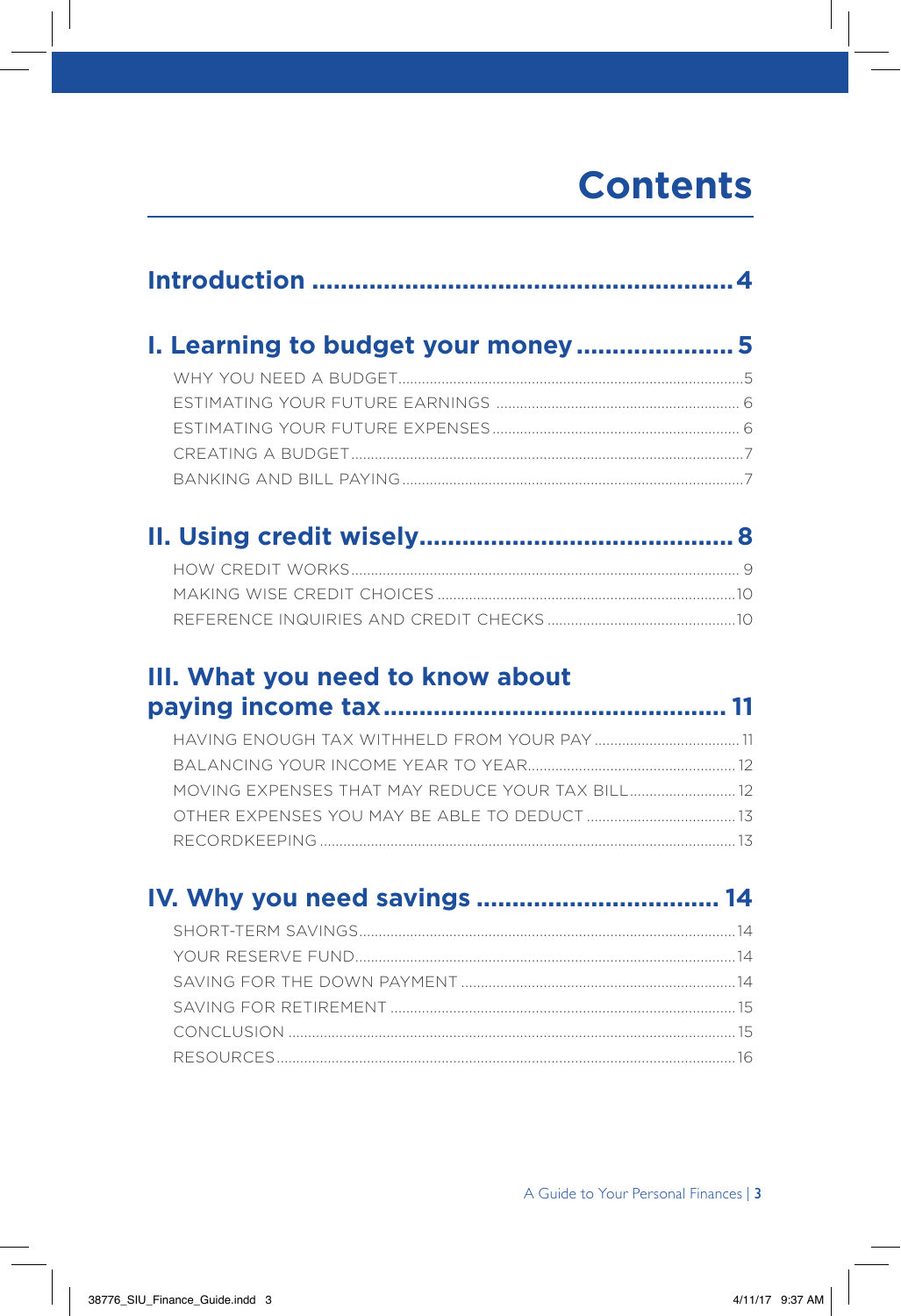# Contents

## Introduction ........................................................ 4

## I. Learning to budget your money ...................... 5

- WHY YOU NEED A BUDGET ........................................................ 5
- ESTIMATING YOUR FUTURE EARNINGS ........................................ 6
- ESTIMATING YOUR FUTURE EXPENSES ........................................ 6
- CREATING A BUDGET ........................................................ 7
- BANKING AND BILL PAYING ........................................................ 7

## II. Using credit wisely ........................................... 8

- HOW CREDIT WORKS ........................................................ 9
- MAKING WISE CREDIT CHOICES ........................................ 10
- REFERENCE INQUIRIES AND CREDIT CHECKS ........................ 10

## III. What you need to know about paying income tax ........................................ 11

- HAVING ENOUGH TAX WITHHELD FROM YOUR PAY ........................ 11
- BALANCING YOUR INCOME YEAR TO YEAR ........................ 12
- MOVING EXPENSES THAT MAY REDUCE YOUR TAX BILL ........................ 12
- OTHER EXPENSES YOU MAY BE ABLE TO DEDUCT ........................ 13
- RECORDKEEPING ........................................................ 13

## IV. Why you need savings .................................. 14

- SHORT-TERM SAVINGS ........................................................ 14
- YOUR RESERVE FUND ........................................................ 14
- SAVING FOR THE DOWN PAYMENT ........................................ 14
- SAVING FOR RETIREMENT ........................................................ 15
- CONCLUSION ........................................................ 15
- RESOURCES ........................................................ 16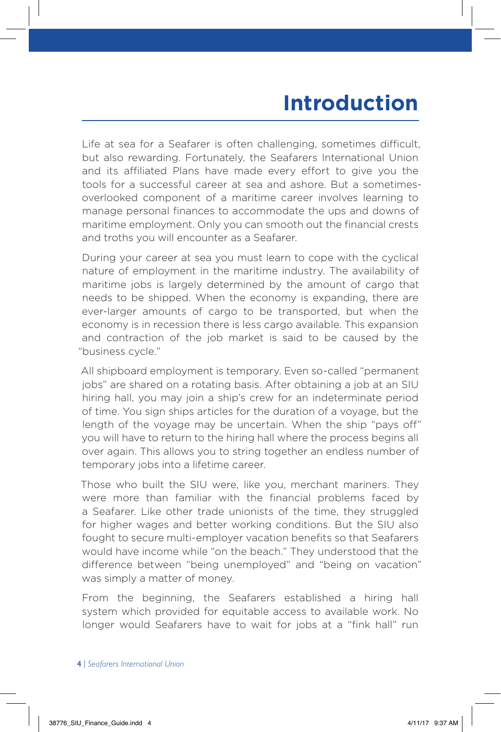# Introduction

Life at sea for a Seafarer is often challenging, sometimes difficult, but also rewarding. Fortunately, the Seafarers International Union and its affiliated Plans have made every effort to give you the tools for a successful career at sea and ashore. But a sometimes-overlooked component of a maritime career involves learning to manage personal finances to accommodate the ups and downs of maritime employment. Only you can smooth out the financial crests and troths you will encounter as a Seafarer.

During your career at sea you must learn to cope with the cyclical nature of employment in the maritime industry. The availability of maritime jobs is largely determined by the amount of cargo that needs to be shipped. When the economy is expanding, there are ever-larger amounts of cargo to be transported, but when the economy is in recession there is less cargo available. This expansion and contraction of the job market is said to be caused by the "business cycle."

All shipboard employment is temporary. Even so-called "permanent jobs" are shared on a rotating basis. After obtaining a job at an SIU hiring hall, you may join a ship's crew for an indeterminate period of time. You sign ships articles for the duration of a voyage, but the length of the voyage may be uncertain. When the ship "pays off" you will have to return to the hiring hall where the process begins all over again. This allows you to string together an endless number of temporary jobs into a lifetime career.

Those who built the SIU were, like you, merchant mariners. They were more than familiar with the financial problems faced by a Seafarer. Like other trade unionists of the time, they struggled for higher wages and better working conditions. But the SIU also fought to secure multi-employer vacation benefits so that Seafarers would have income while "on the beach." They understood that the difference between "being unemployed" and "being on vacation" was simply a matter of money.

From the beginning, the Seafarers established a hiring hall system which provided for equitable access to available work. No longer would Seafarers have to wait for jobs at a "fink hall" run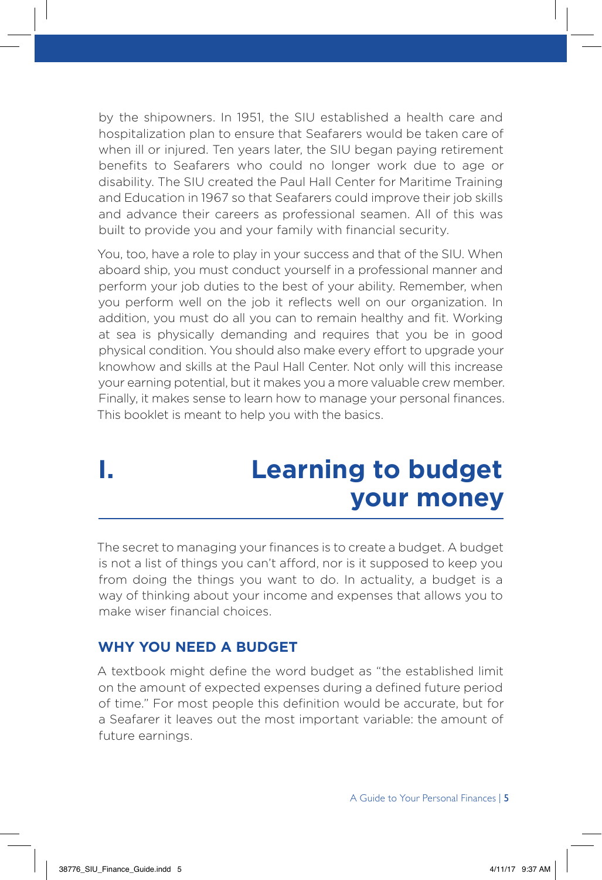by the shipowners. In 1951, the SIU established a health care and hospitalization plan to ensure that Seafarers would be taken care of when ill or injured. Ten years later, the SIU began paying retirement benefits to Seafarers who could no longer work due to age or disability. The SIU created the Paul Hall Center for Maritime Training and Education in 1967 so that Seafarers could improve their job skills and advance their careers as professional seamen. All of this was built to provide you and your family with financial security.

You, too, have a role to play in your success and that of the SIU. When aboard ship, you must conduct yourself in a professional manner and perform your job duties to the best of your ability. Remember, when you perform well on the job it reflects well on our organization. In addition, you must do all you can to remain healthy and fit. Working at sea is physically demanding and requires that you be in good physical condition. You should also make every effort to upgrade your knowhow and skills at the Paul Hall Center. Not only will this increase your earning potential, but it makes you a more valuable crew member. Finally, it makes sense to learn how to manage your personal finances. This booklet is meant to help you with the basics.

# I. Learning to budget your money

The secret to managing your finances is to create a budget. A budget is not a list of things you can't afford, nor is it supposed to keep you from doing the things you want to do. In actuality, a budget is a way of thinking about your income and expenses that allows you to make wiser financial choices.

## WHY YOU NEED A BUDGET

A textbook might define the word budget as "the established limit on the amount of expected expenses during a defined future period of time." For most people this definition would be accurate, but for a Seafarer it leaves out the most important variable: the amount of future earnings.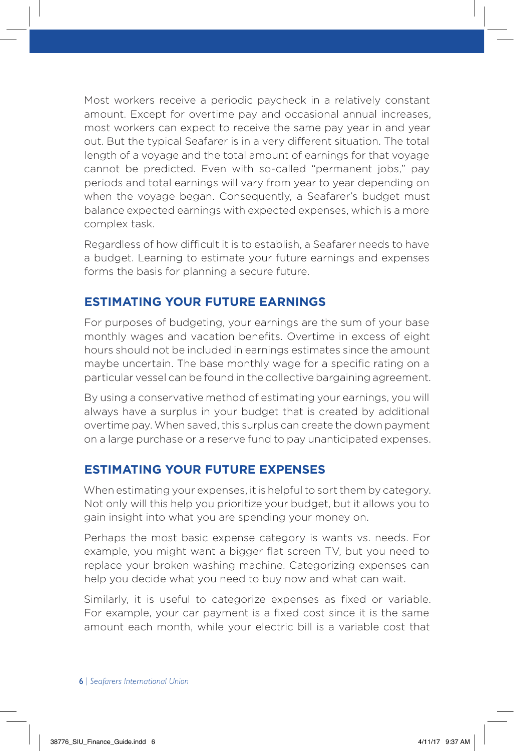Most workers receive a periodic paycheck in a relatively constant amount. Except for overtime pay and occasional annual increases, most workers can expect to receive the same pay year in and year out. But the typical Seafarer is in a very different situation. The total length of a voyage and the total amount of earnings for that voyage cannot be predicted. Even with so-called "permanent jobs," pay periods and total earnings will vary from year to year depending on when the voyage began. Consequently, a Seafarer's budget must balance expected earnings with expected expenses, which is a more complex task.

Regardless of how difficult it is to establish, a Seafarer needs to have a budget. Learning to estimate your future earnings and expenses forms the basis for planning a secure future.

## ESTIMATING YOUR FUTURE EARNINGS

For purposes of budgeting, your earnings are the sum of your base monthly wages and vacation benefits. Overtime in excess of eight hours should not be included in earnings estimates since the amount maybe uncertain. The base monthly wage for a specific rating on a particular vessel can be found in the collective bargaining agreement.

By using a conservative method of estimating your earnings, you will always have a surplus in your budget that is created by additional overtime pay. When saved, this surplus can create the down payment on a large purchase or a reserve fund to pay unanticipated expenses.

## ESTIMATING YOUR FUTURE EXPENSES

When estimating your expenses, it is helpful to sort them by category. Not only will this help you prioritize your budget, but it allows you to gain insight into what you are spending your money on.

Perhaps the most basic expense category is wants vs. needs. For example, you might want a bigger flat screen TV, but you need to replace your broken washing machine. Categorizing expenses can help you decide what you need to buy now and what can wait.

Similarly, it is useful to categorize expenses as fixed or variable. For example, your car payment is a fixed cost since it is the same amount each month, while your electric bill is a variable cost that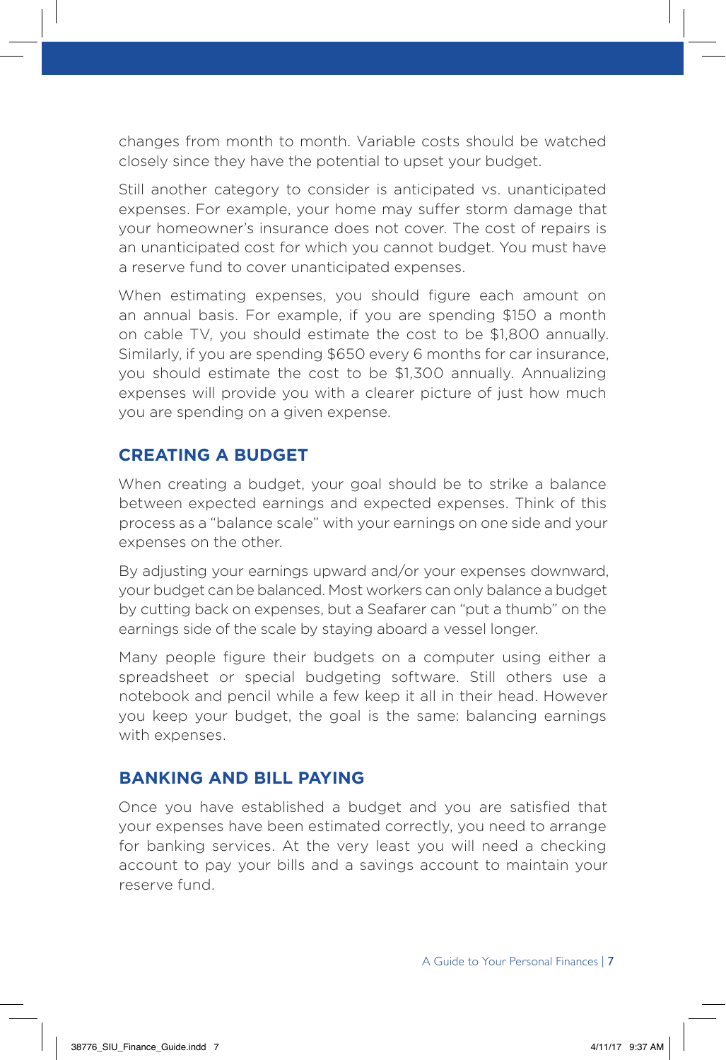changes from month to month. Variable costs should be watched closely since they have the potential to upset your budget.

Still another category to consider is anticipated vs. unanticipated expenses. For example, your home may suffer storm damage that your homeowner's insurance does not cover. The cost of repairs is an unanticipated cost for which you cannot budget. You must have a reserve fund to cover unanticipated expenses.

When estimating expenses, you should figure each amount on an annual basis. For example, if you are spending $150 a month on cable TV, you should estimate the cost to be $1,800 annually. Similarly, if you are spending $650 every 6 months for car insurance, you should estimate the cost to be $1,300 annually. Annualizing expenses will provide you with a clearer picture of just how much you are spending on a given expense.

## CREATING A BUDGET

When creating a budget, your goal should be to strike a balance between expected earnings and expected expenses. Think of this process as a "balance scale" with your earnings on one side and your expenses on the other.

By adjusting your earnings upward and/or your expenses downward, your budget can be balanced. Most workers can only balance a budget by cutting back on expenses, but a Seafarer can "put a thumb" on the earnings side of the scale by staying aboard a vessel longer.

Many people figure their budgets on a computer using either a spreadsheet or special budgeting software. Still others use a notebook and pencil while a few keep it all in their head. However you keep your budget, the goal is the same: balancing earnings with expenses.

## BANKING AND BILL PAYING

Once you have established a budget and you are satisfied that your expenses have been estimated correctly, you need to arrange for banking services. At the very least you will need a checking account to pay your bills and a savings account to maintain your reserve fund.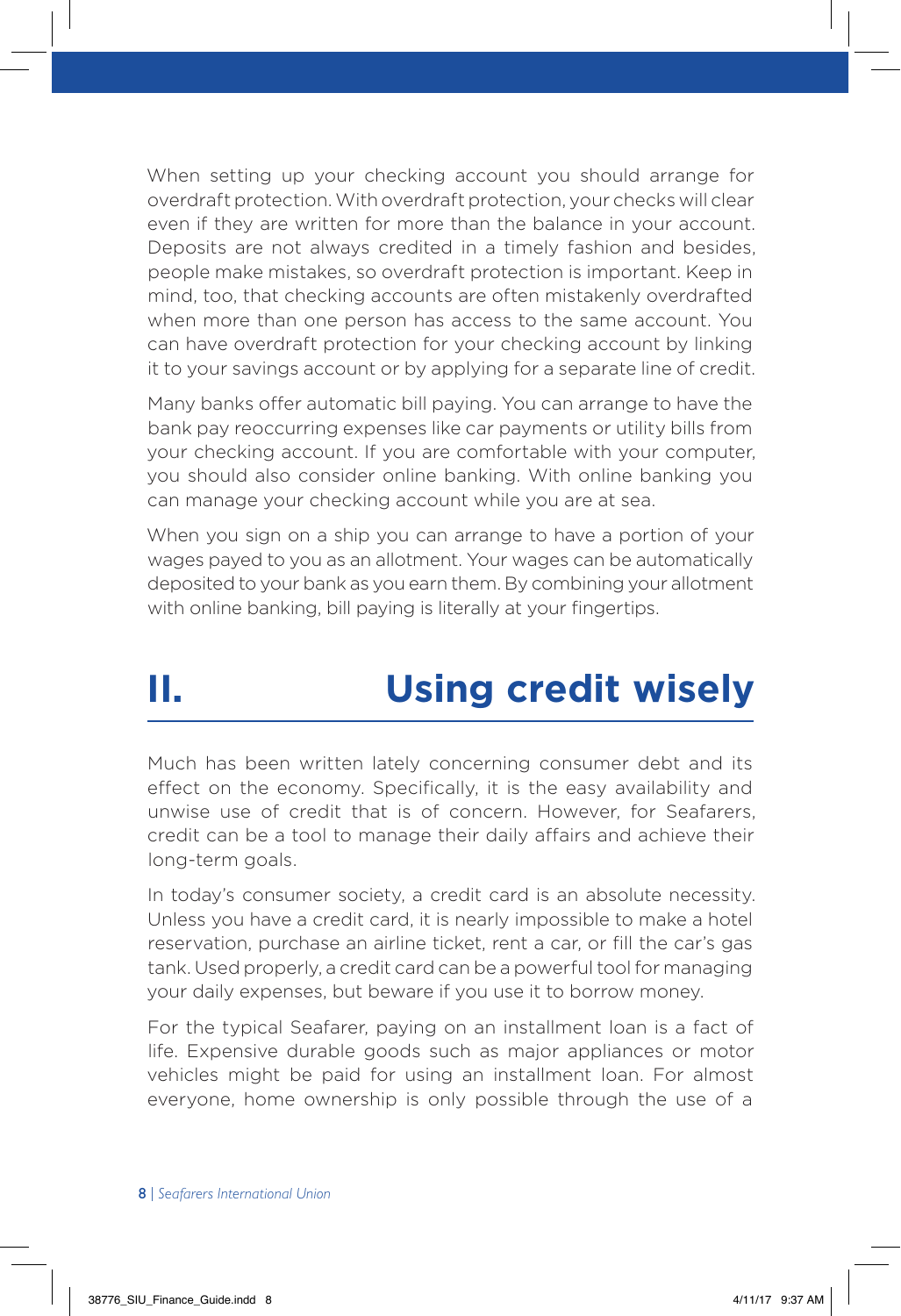When setting up your checking account you should arrange for overdraft protection. With overdraft protection, your checks will clear even if they are written for more than the balance in your account. Deposits are not always credited in a timely fashion and besides, people make mistakes, so overdraft protection is important. Keep in mind, too, that checking accounts are often mistakenly overdrafted when more than one person has access to the same account. You can have overdraft protection for your checking account by linking it to your savings account or by applying for a separate line of credit.

Many banks offer automatic bill paying. You can arrange to have the bank pay reoccurring expenses like car payments or utility bills from your checking account. If you are comfortable with your computer, you should also consider online banking. With online banking you can manage your checking account while you are at sea.

When you sign on a ship you can arrange to have a portion of your wages payed to you as an allotment. Your wages can be automatically deposited to your bank as you earn them. By combining your allotment with online banking, bill paying is literally at your fingertips.

## II. Using credit wisely

Much has been written lately concerning consumer debt and its effect on the economy. Specifically, it is the easy availability and unwise use of credit that is of concern. However, for Seafarers, credit can be a tool to manage their daily affairs and achieve their long-term goals.

In today's consumer society, a credit card is an absolute necessity. Unless you have a credit card, it is nearly impossible to make a hotel reservation, purchase an airline ticket, rent a car, or fill the car's gas tank. Used properly, a credit card can be a powerful tool for managing your daily expenses, but beware if you use it to borrow money.

For the typical Seafarer, paying on an installment loan is a fact of life. Expensive durable goods such as major appliances or motor vehicles might be paid for using an installment loan. For almost everyone, home ownership is only possible through the use of a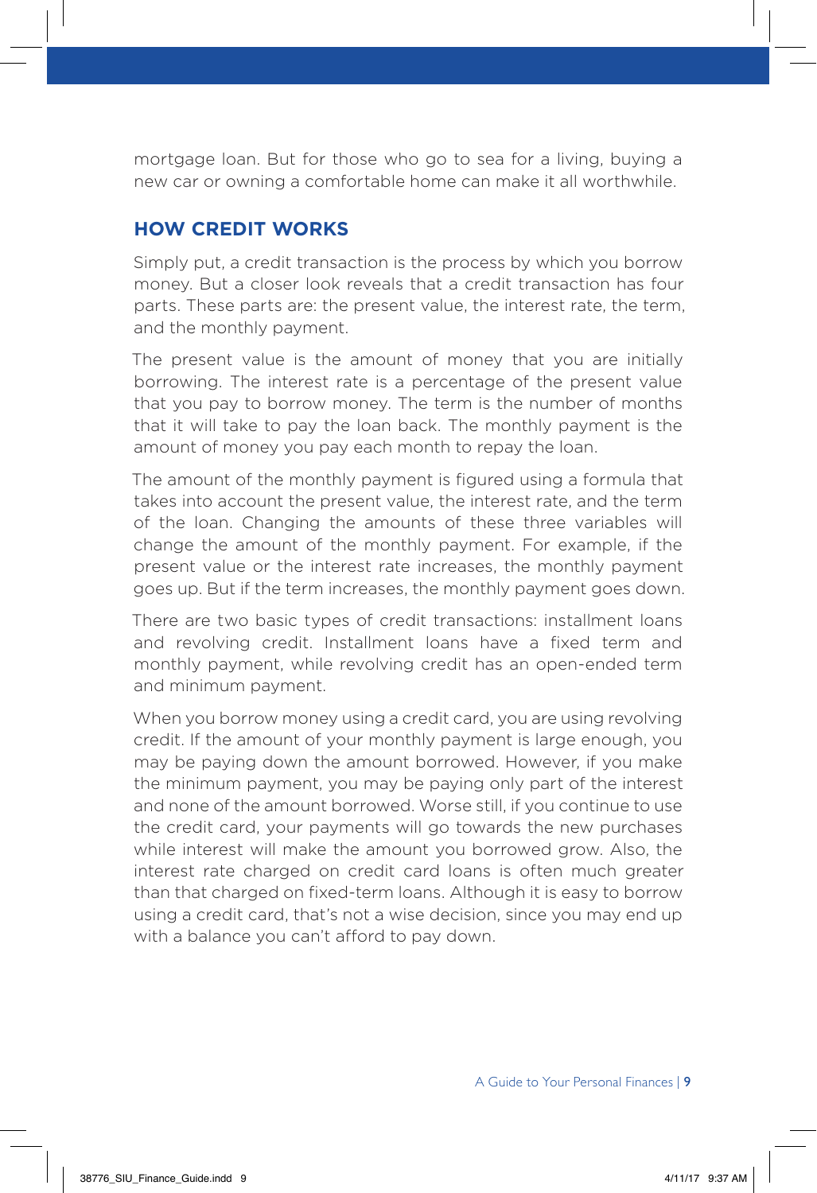mortgage loan. But for those who go to sea for a living, buying a new car or owning a comfortable home can make it all worthwhile.

## HOW CREDIT WORKS

Simply put, a credit transaction is the process by which you borrow money. But a closer look reveals that a credit transaction has four parts. These parts are: the present value, the interest rate, the term, and the monthly payment.

The present value is the amount of money that you are initially borrowing. The interest rate is a percentage of the present value that you pay to borrow money. The term is the number of months that it will take to pay the loan back. The monthly payment is the amount of money you pay each month to repay the loan.

The amount of the monthly payment is figured using a formula that takes into account the present value, the interest rate, and the term of the loan. Changing the amounts of these three variables will change the amount of the monthly payment. For example, if the present value or the interest rate increases, the monthly payment goes up. But if the term increases, the monthly payment goes down.

There are two basic types of credit transactions: installment loans and revolving credit. Installment loans have a fixed term and monthly payment, while revolving credit has an open-ended term and minimum payment.

When you borrow money using a credit card, you are using revolving credit. If the amount of your monthly payment is large enough, you may be paying down the amount borrowed. However, if you make the minimum payment, you may be paying only part of the interest and none of the amount borrowed. Worse still, if you continue to use the credit card, your payments will go towards the new purchases while interest will make the amount you borrowed grow. Also, the interest rate charged on credit card loans is often much greater than that charged on fixed-term loans. Although it is easy to borrow using a credit card, that's not a wise decision, since you may end up with a balance you can't afford to pay down.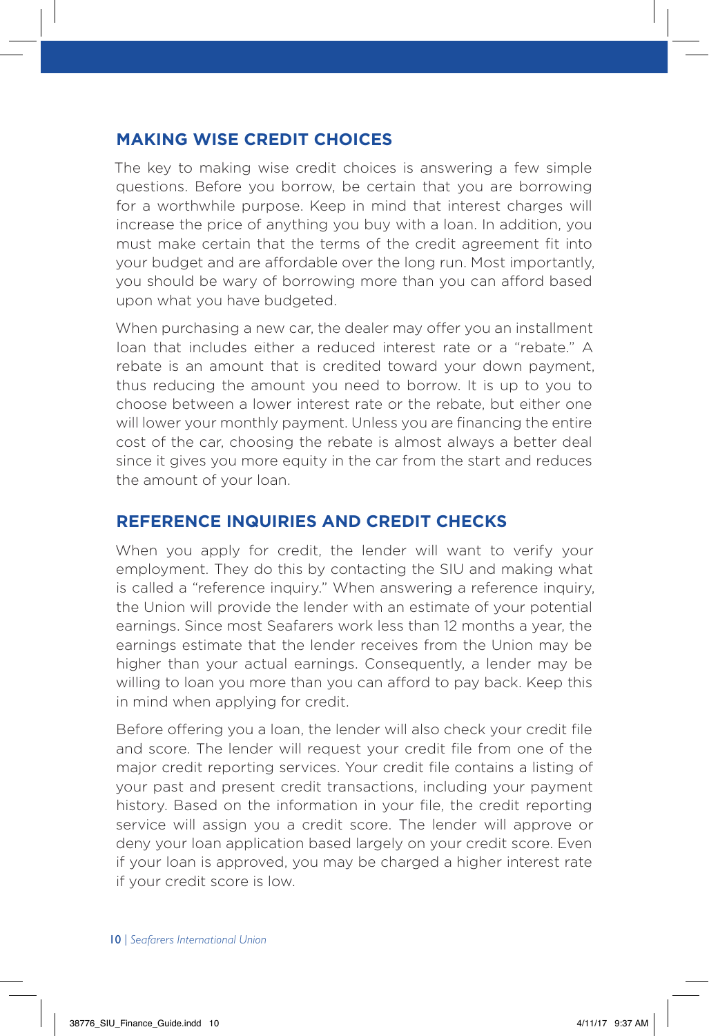## MAKING WISE CREDIT CHOICES

The key to making wise credit choices is answering a few simple questions. Before you borrow, be certain that you are borrowing for a worthwhile purpose. Keep in mind that interest charges will increase the price of anything you buy with a loan. In addition, you must make certain that the terms of the credit agreement fit into your budget and are affordable over the long run. Most importantly, you should be wary of borrowing more than you can afford based upon what you have budgeted.

When purchasing a new car, the dealer may offer you an installment loan that includes either a reduced interest rate or a "rebate." A rebate is an amount that is credited toward your down payment, thus reducing the amount you need to borrow. It is up to you to choose between a lower interest rate or the rebate, but either one will lower your monthly payment. Unless you are financing the entire cost of the car, choosing the rebate is almost always a better deal since it gives you more equity in the car from the start and reduces the amount of your loan.

## REFERENCE INQUIRIES AND CREDIT CHECKS

When you apply for credit, the lender will want to verify your employment. They do this by contacting the SIU and making what is called a "reference inquiry." When answering a reference inquiry, the Union will provide the lender with an estimate of your potential earnings. Since most Seafarers work less than 12 months a year, the earnings estimate that the lender receives from the Union may be higher than your actual earnings. Consequently, a lender may be willing to loan you more than you can afford to pay back. Keep this in mind when applying for credit.

Before offering you a loan, the lender will also check your credit file and score. The lender will request your credit file from one of the major credit reporting services. Your credit file contains a listing of your past and present credit transactions, including your payment history. Based on the information in your file, the credit reporting service will assign you a credit score. The lender will approve or deny your loan application based largely on your credit score. Even if your loan is approved, you may be charged a higher interest rate if your credit score is low.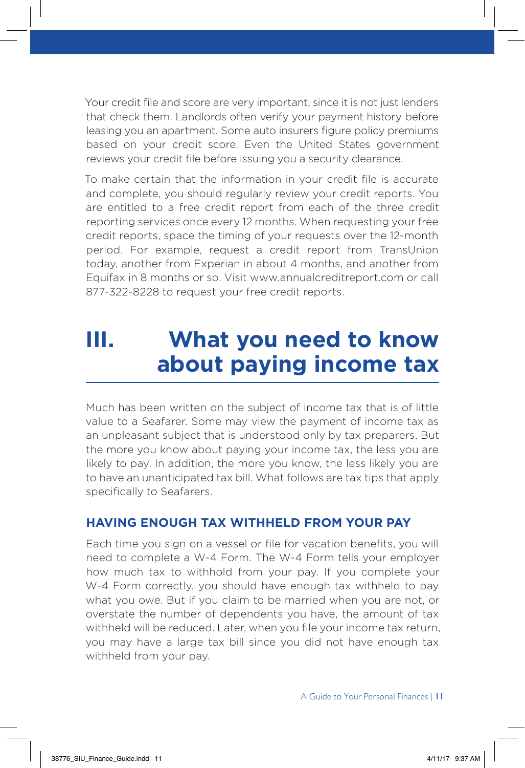Your credit file and score are very important, since it is not just lenders that check them. Landlords often verify your payment history before leasing you an apartment. Some auto insurers figure policy premiums based on your credit score. Even the United States government reviews your credit file before issuing you a security clearance.

To make certain that the information in your credit file is accurate and complete, you should regularly review your credit reports. You are entitled to a free credit report from each of the three credit reporting services once every 12 months. When requesting your free credit reports, space the timing of your requests over the 12-month period. For example, request a credit report from TransUnion today, another from Experian in about 4 months, and another from Equifax in 8 months or so. Visit www.annualcreditreport.com or call 877-322-8228 to request your free credit reports.

# III. What you need to know about paying income tax

Much has been written on the subject of income tax that is of little value to a Seafarer. Some may view the payment of income tax as an unpleasant subject that is understood only by tax preparers. But the more you know about paying your income tax, the less you are likely to pay. In addition, the more you know, the less likely you are to have an unanticipated tax bill. What follows are tax tips that apply specifically to Seafarers.

## HAVING ENOUGH TAX WITHHELD FROM YOUR PAY

Each time you sign on a vessel or file for vacation benefits, you will need to complete a W-4 Form. The W-4 Form tells your employer how much tax to withhold from your pay. If you complete your W-4 Form correctly, you should have enough tax withheld to pay what you owe. But if you claim to be married when you are not, or overstate the number of dependents you have, the amount of tax withheld will be reduced. Later, when you file your income tax return, you may have a large tax bill since you did not have enough tax withheld from your pay.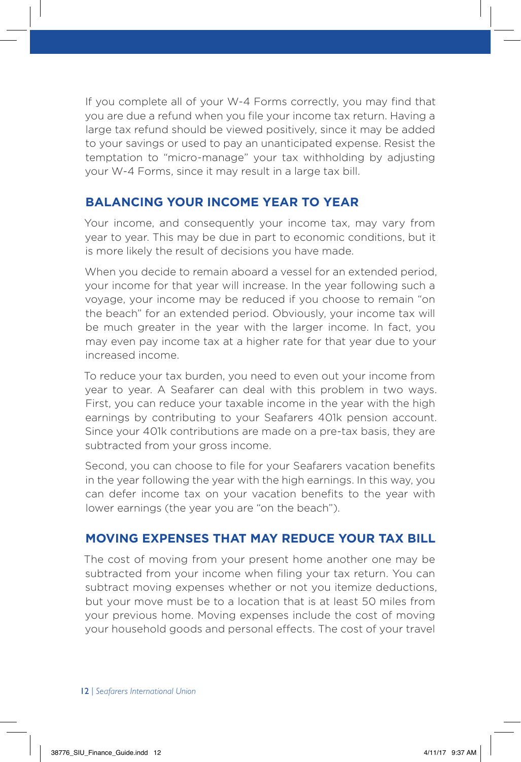If you complete all of your W-4 Forms correctly, you may find that you are due a refund when you file your income tax return. Having a large tax refund should be viewed positively, since it may be added to your savings or used to pay an unanticipated expense. Resist the temptation to "micro-manage" your tax withholding by adjusting your W-4 Forms, since it may result in a large tax bill.

## BALANCING YOUR INCOME YEAR TO YEAR

Your income, and consequently your income tax, may vary from year to year. This may be due in part to economic conditions, but it is more likely the result of decisions you have made.

When you decide to remain aboard a vessel for an extended period, your income for that year will increase. In the year following such a voyage, your income may be reduced if you choose to remain "on the beach" for an extended period. Obviously, your income tax will be much greater in the year with the larger income. In fact, you may even pay income tax at a higher rate for that year due to your increased income.

To reduce your tax burden, you need to even out your income from year to year. A Seafarer can deal with this problem in two ways. First, you can reduce your taxable income in the year with the high earnings by contributing to your Seafarers 401k pension account. Since your 401k contributions are made on a pre-tax basis, they are subtracted from your gross income.

Second, you can choose to file for your Seafarers vacation benefits in the year following the year with the high earnings. In this way, you can defer income tax on your vacation benefits to the year with lower earnings (the year you are "on the beach").

## MOVING EXPENSES THAT MAY REDUCE YOUR TAX BILL

The cost of moving from your present home another one may be subtracted from your income when filing your tax return. You can subtract moving expenses whether or not you itemize deductions, but your move must be to a location that is at least 50 miles from your previous home. Moving expenses include the cost of moving your household goods and personal effects. The cost of your travel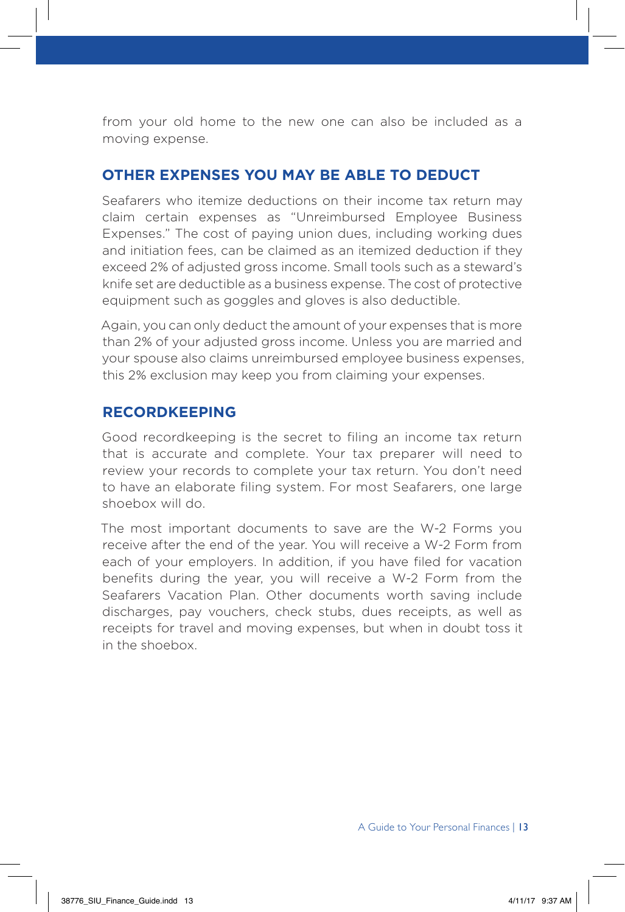from your old home to the new one can also be included as a moving expense.

## OTHER EXPENSES YOU MAY BE ABLE TO DEDUCT

Seafarers who itemize deductions on their income tax return may claim certain expenses as "Unreimbursed Employee Business Expenses." The cost of paying union dues, including working dues and initiation fees, can be claimed as an itemized deduction if they exceed 2% of adjusted gross income. Small tools such as a steward's knife set are deductible as a business expense. The cost of protective equipment such as goggles and gloves is also deductible.

Again, you can only deduct the amount of your expenses that is more than 2% of your adjusted gross income. Unless you are married and your spouse also claims unreimbursed employee business expenses, this 2% exclusion may keep you from claiming your expenses.

## RECORDKEEPING

Good recordkeeping is the secret to filing an income tax return that is accurate and complete. Your tax preparer will need to review your records to complete your tax return. You don't need to have an elaborate filing system. For most Seafarers, one large shoebox will do.

The most important documents to save are the W-2 Forms you receive after the end of the year. You will receive a W-2 Form from each of your employers. In addition, if you have filed for vacation benefits during the year, you will receive a W-2 Form from the Seafarers Vacation Plan. Other documents worth saving include discharges, pay vouchers, check stubs, dues receipts, as well as receipts for travel and moving expenses, but when in doubt toss it in the shoebox.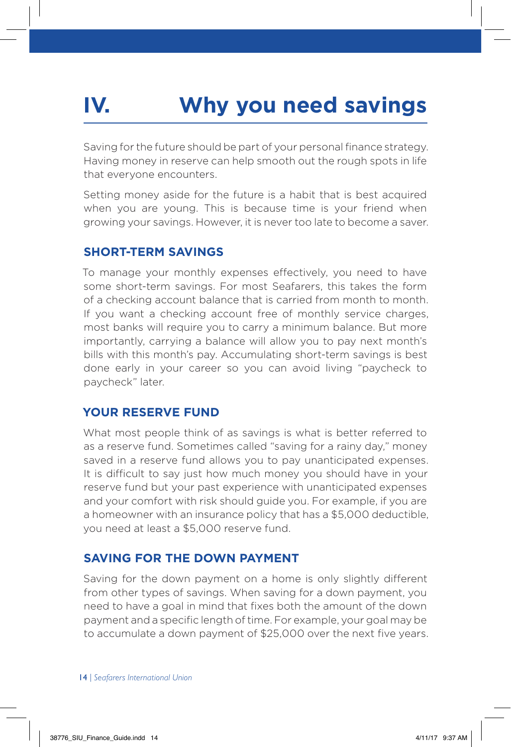# IV. Why you need savings

Saving for the future should be part of your personal finance strategy. Having money in reserve can help smooth out the rough spots in life that everyone encounters.

Setting money aside for the future is a habit that is best acquired when you are young. This is because time is your friend when growing your savings. However, it is never too late to become a saver.

## SHORT-TERM SAVINGS

To manage your monthly expenses effectively, you need to have some short-term savings. For most Seafarers, this takes the form of a checking account balance that is carried from month to month. If you want a checking account free of monthly service charges, most banks will require you to carry a minimum balance. But more importantly, carrying a balance will allow you to pay next month's bills with this month's pay. Accumulating short-term savings is best done early in your career so you can avoid living "paycheck to paycheck" later.

## YOUR RESERVE FUND

What most people think of as savings is what is better referred to as a reserve fund. Sometimes called "saving for a rainy day," money saved in a reserve fund allows you to pay unanticipated expenses. It is difficult to say just how much money you should have in your reserve fund but your past experience with unanticipated expenses and your comfort with risk should guide you. For example, if you are a homeowner with an insurance policy that has a $5,000 deductible, you need at least a $5,000 reserve fund.

## SAVING FOR THE DOWN PAYMENT

Saving for the down payment on a home is only slightly different from other types of savings. When saving for a down payment, you need to have a goal in mind that fixes both the amount of the down payment and a specific length of time. For example, your goal may be to accumulate a down payment of $25,000 over the next five years.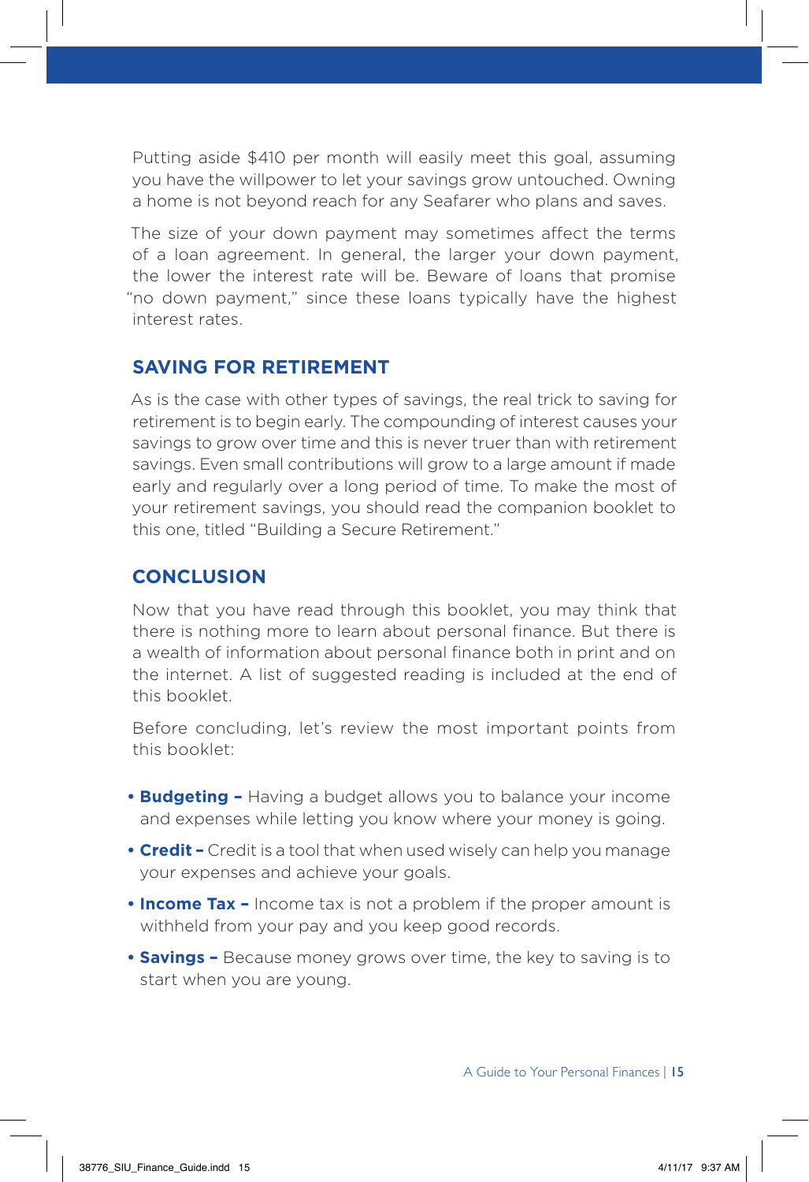Putting aside $410 per month will easily meet this goal, assuming you have the willpower to let your savings grow untouched. Owning a home is not beyond reach for any Seafarer who plans and saves.

The size of your down payment may sometimes affect the terms of a loan agreement. In general, the larger your down payment, the lower the interest rate will be. Beware of loans that promise "no down payment," since these loans typically have the highest interest rates.

## SAVING FOR RETIREMENT

As is the case with other types of savings, the real trick to saving for retirement is to begin early. The compounding of interest causes your savings to grow over time and this is never truer than with retirement savings. Even small contributions will grow to a large amount if made early and regularly over a long period of time. To make the most of your retirement savings, you should read the companion booklet to this one, titled "Building a Secure Retirement."

## CONCLUSION

Now that you have read through this booklet, you may think that there is nothing more to learn about personal finance. But there is a wealth of information about personal finance both in print and on the internet. A list of suggested reading is included at the end of this booklet.

Before concluding, let's review the most important points from this booklet:

- **Budgeting –** Having a budget allows you to balance your income and expenses while letting you know where your money is going.
- **Credit –** Credit is a tool that when used wisely can help you manage your expenses and achieve your goals.
- **Income Tax –** Income tax is not a problem if the proper amount is withheld from your pay and you keep good records.
- **Savings –** Because money grows over time, the key to saving is to start when you are young.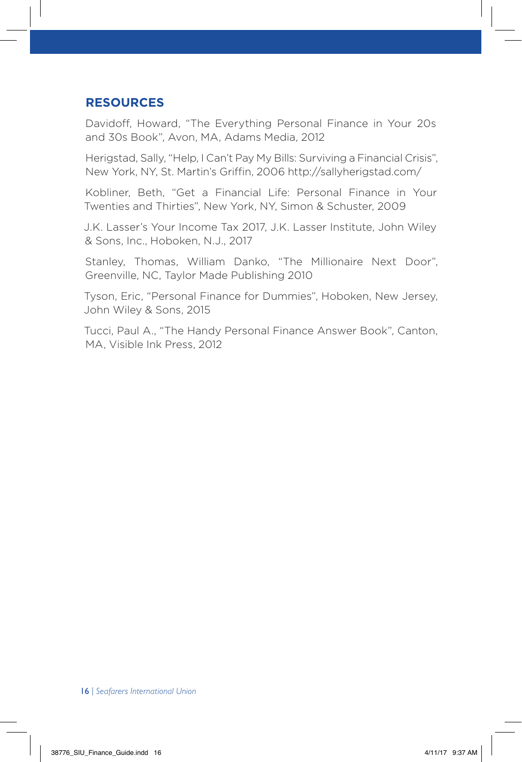## RESOURCES

Davidoff, Howard, "The Everything Personal Finance in Your 20s and 30s Book", Avon, MA, Adams Media, 2012

Herigstad, Sally, "Help, I Can't Pay My Bills: Surviving a Financial Crisis", New York, NY, St. Martin's Griffin, 2006 http://sallyherigstad.com/

Kobliner, Beth, "Get a Financial Life: Personal Finance in Your Twenties and Thirties", New York, NY, Simon & Schuster, 2009

J.K. Lasser's Your Income Tax 2017, J.K. Lasser Institute, John Wiley & Sons, Inc., Hoboken, N.J., 2017

Stanley, Thomas, William Danko, "The Millionaire Next Door", Greenville, NC, Taylor Made Publishing 2010

Tyson, Eric, "Personal Finance for Dummies", Hoboken, New Jersey, John Wiley & Sons, 2015

Tucci, Paul A., "The Handy Personal Finance Answer Book", Canton, MA, Visible Ink Press, 2012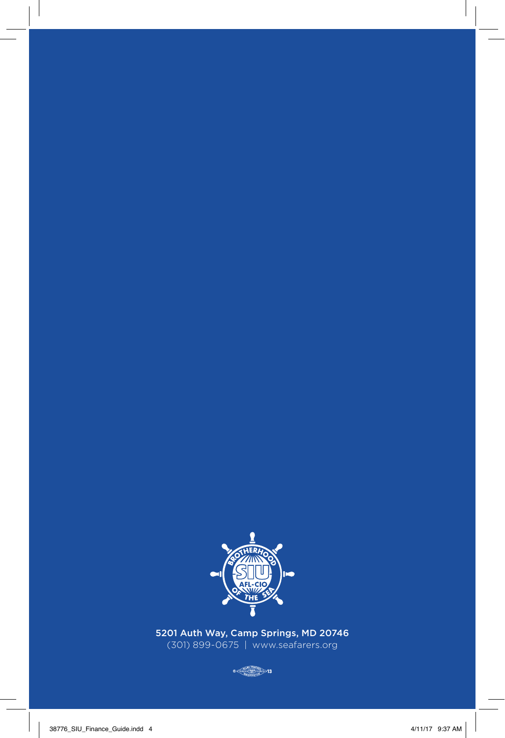5201 Auth Way, Camp Springs, MD 20746

(301) 899-0675 | www.seafarers.org